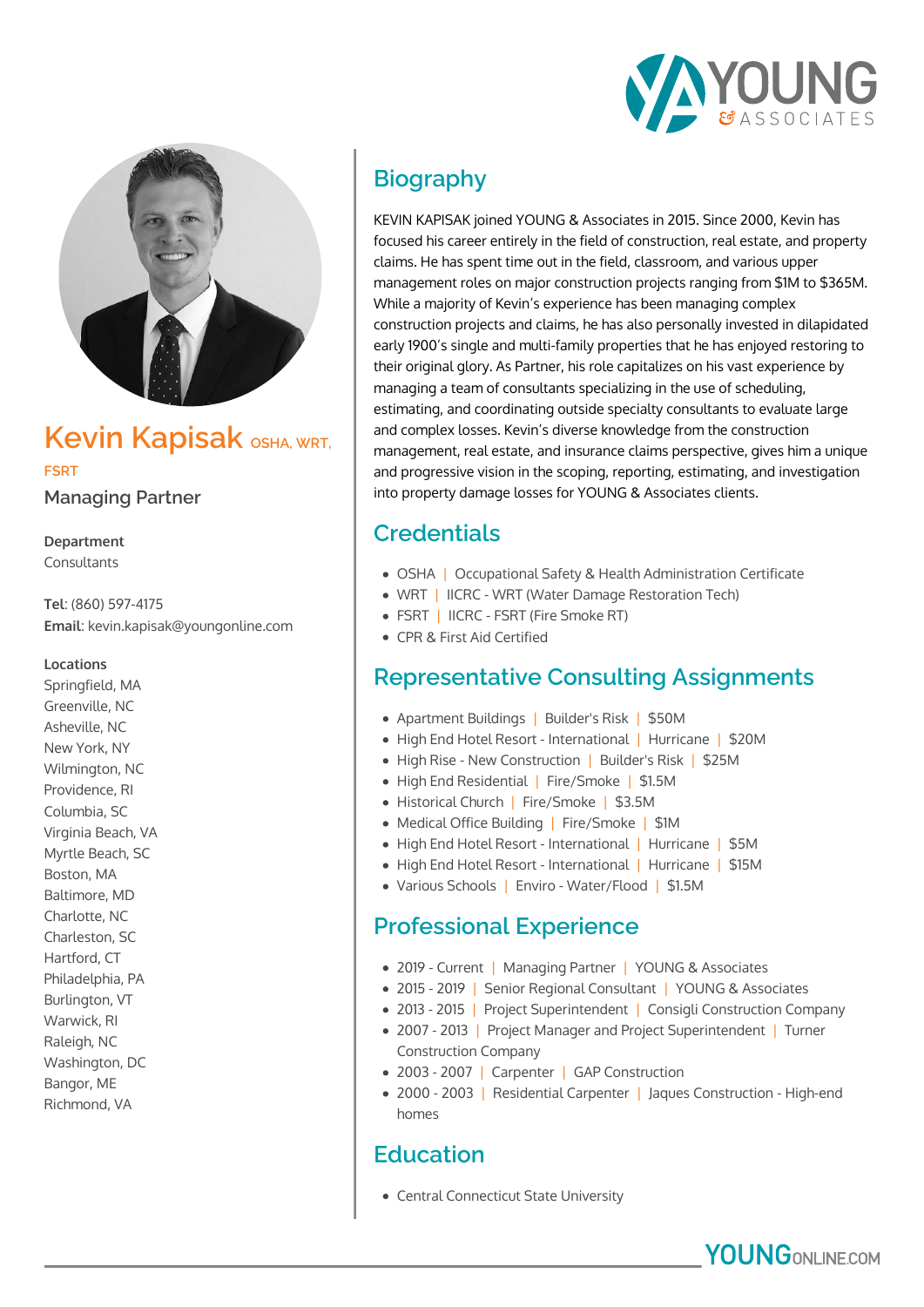# Kevin Kapisak OSHA, WRT, FSRT

## Managing Partner

**Department**
Consultants

**Tel**: (860) 597-4175
**Email**: kevin.kapisak@youngonline.com

**Locations**
Springfield, MA
Greenville, NC
Asheville, NC
New York, NY
Wilmington, NC
Providence, RI
Columbia, SC
Virginia Beach, VA
Myrtle Beach, SC
Boston, MA
Baltimore, MD
Charlotte, NC
Charleston, SC
Hartford, CT
Philadelphia, PA
Burlington, VT
Warwick, RI
Raleigh, NC
Washington, DC
Bangor, ME
Richmond, VA

## Biography

KEVIN KAPISAK joined YOUNG & Associates in 2015. Since 2000, Kevin has focused his career entirely in the field of construction, real estate, and property claims. He has spent time out in the field, classroom, and various upper management roles on major construction projects ranging from $1M to $365M. While a majority of Kevin's experience has been managing complex construction projects and claims, he has also personally invested in dilapidated early 1900's single and multi-family properties that he has enjoyed restoring to their original glory. As Partner, his role capitalizes on his vast experience by managing a team of consultants specializing in the use of scheduling, estimating, and coordinating outside specialty consultants to evaluate large and complex losses. Kevin's diverse knowledge from the construction management, real estate, and insurance claims perspective, gives him a unique and progressive vision in the scoping, reporting, estimating, and investigation into property damage losses for YOUNG & Associates clients.

## Credentials

- OSHA | Occupational Safety & Health Administration Certificate
- WRT | IICRC - WRT (Water Damage Restoration Tech)
- FSRT | IICRC - FSRT (Fire Smoke RT)
- CPR & First Aid Certified

## Representative Consulting Assignments

- Apartment Buildings | Builder's Risk | $50M
- High End Hotel Resort - International | Hurricane | $20M
- High Rise - New Construction | Builder's Risk | $25M
- High End Residential | Fire/Smoke | $1.5M
- Historical Church | Fire/Smoke | $3.5M
- Medical Office Building | Fire/Smoke | $1M
- High End Hotel Resort - International | Hurricane | $5M
- High End Hotel Resort - International | Hurricane | $15M
- Various Schools | Enviro - Water/Flood | $1.5M

## Professional Experience

- 2019 - Current | Managing Partner | YOUNG & Associates
- 2015 - 2019 | Senior Regional Consultant | YOUNG & Associates
- 2013 - 2015 | Project Superintendent | Consigli Construction Company
- 2007 - 2013 | Project Manager and Project Superintendent | Turner Construction Company
- 2003 - 2007 | Carpenter | GAP Construction
- 2000 - 2003 | Residential Carpenter | Jaques Construction - High-end homes

## Education

- Central Connecticut State University